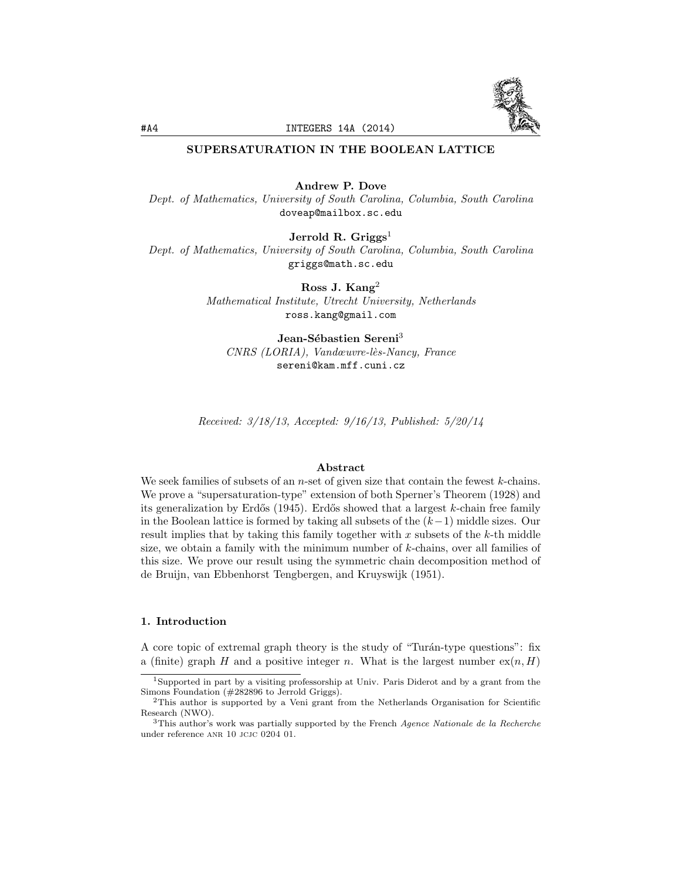# SUPERSATURATION IN THE BOOLEAN LATTICE

**Andrew P. Dove**
*Dept. of Mathematics, University of South Carolina, Columbia, South Carolina*
doveap@mailbox.sc.edu

**Jerrold R. Griggs**[1]
*Dept. of Mathematics, University of South Carolina, Columbia, South Carolina*
griggs@math.sc.edu

**Ross J. Kang**[2]
*Mathematical Institute, Utrecht University, Netherlands*
ross.kang@gmail.com

**Jean-Sébastien Sereni**[3]
*CNRS (LORIA), Vandœuvre-lès-Nancy, France*
sereni@kam.mff.cuni.cz

*Received: 3/18/13, Accepted: 9/16/13, Published: 5/20/14*

## Abstract

We seek families of subsets of an $n$-set of given size that contain the fewest $k$-chains. We prove a "supersaturation-type" extension of both Sperner's Theorem (1928) and its generalization by Erdős (1945). Erdős showed that a largest $k$-chain free family in the Boolean lattice is formed by taking all subsets of the $(k-1)$ middle sizes. Our result implies that by taking this family together with $x$ subsets of the $k$-th middle size, we obtain a family with the minimum number of $k$-chains, over all families of this size. We prove our result using the symmetric chain decomposition method of de Bruijn, van Ebbenhorst Tengbergen, and Kruyswijk (1951).

## 1. Introduction

A core topic of extremal graph theory is the study of "Turán-type questions": fix a (finite) graph $H$ and a positive integer $n$. What is the largest number $\mathrm{ex}(n, H)$

---

[1] Supported in part by a visiting professorship at Univ. Paris Diderot and by a grant from the Simons Foundation (#282896 to Jerrold Griggs).

[2] This author is supported by a Veni grant from the Netherlands Organisation for Scientific Research (NWO).

[3] This author's work was partially supported by the French *Agence Nationale de la Recherche* under reference ANR 10 JCJC 0204 01.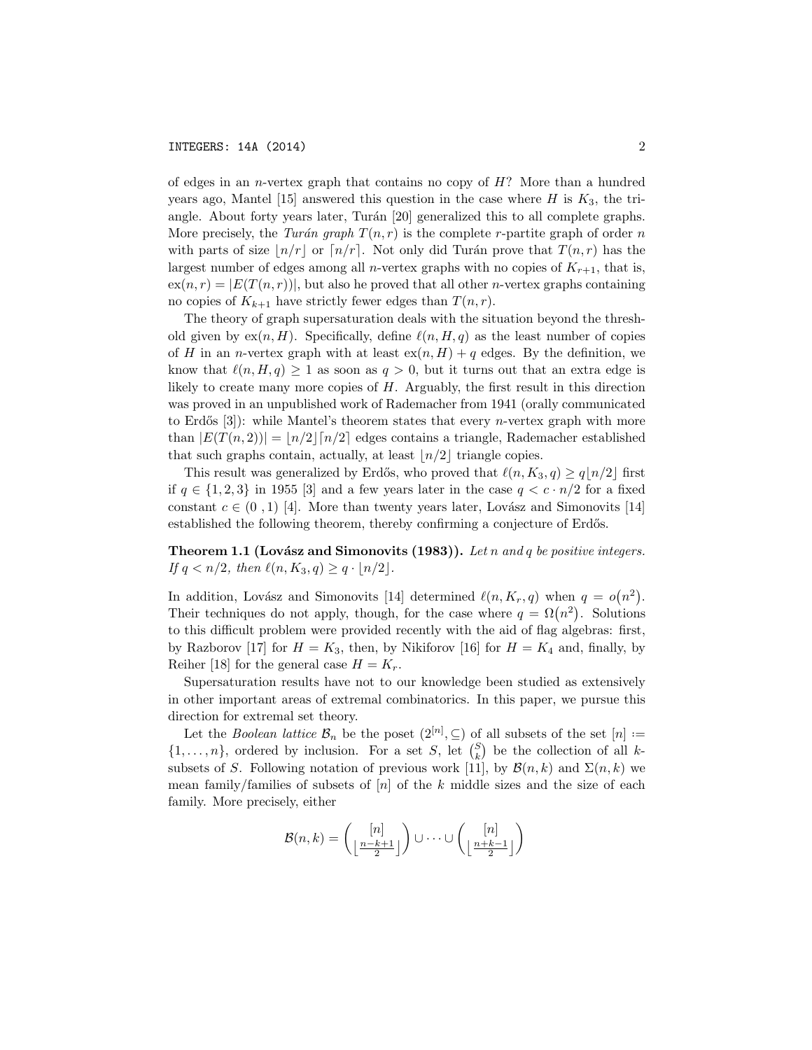of edges in an $n$-vertex graph that contains no copy of $H$? More than a hundred years ago, Mantel [15] answered this question in the case where $H$ is $K_3$, the triangle. About forty years later, Turán [20] generalized this to all complete graphs. More precisely, the *Turán graph* $T(n, r)$ is the complete $r$-partite graph of order $n$ with parts of size $\lfloor n/r \rfloor$ or $\lceil n/r \rceil$. Not only did Turán prove that $T(n, r)$ has the largest number of edges among all $n$-vertex graphs with no copies of $K_{r+1}$, that is, $\mathrm{ex}(n, r) = |E(T(n, r))|$, but also he proved that all other $n$-vertex graphs containing no copies of $K_{k+1}$ have strictly fewer edges than $T(n, r)$.

The theory of graph supersaturation deals with the situation beyond the threshold given by $\mathrm{ex}(n, H)$. Specifically, define $\ell(n, H, q)$ as the least number of copies of $H$ in an $n$-vertex graph with at least $\mathrm{ex}(n, H) + q$ edges. By the definition, we know that $\ell(n, H, q) \geq 1$ as soon as $q > 0$, but it turns out that an extra edge is likely to create many more copies of $H$. Arguably, the first result in this direction was proved in an unpublished work of Rademacher from 1941 (orally communicated to Erdős [3]): while Mantel's theorem states that every $n$-vertex graph with more than $|E(T(n, 2))| = \lfloor n/2 \rfloor \lceil n/2 \rceil$ edges contains a triangle, Rademacher established that such graphs contain, actually, at least $\lfloor n/2 \rfloor$ triangle copies.

This result was generalized by Erdős, who proved that $\ell(n, K_3, q) \geq q\lfloor n/2 \rfloor$ first if $q \in \{1, 2, 3\}$ in 1955 [3] and a few years later in the case $q < c \cdot n/2$ for a fixed constant $c \in (0\ ,1)$ [4]. More than twenty years later, Lovász and Simonovits [14] established the following theorem, thereby confirming a conjecture of Erdős.

**Theorem 1.1 (Lovász and Simonovits (1983)).** *Let $n$ and $q$ be positive integers. If $q < n/2$, then $\ell(n, K_3, q) \geq q \cdot \lfloor n/2 \rfloor$.*

In addition, Lovász and Simonovits [14] determined $\ell(n, K_r, q)$ when $q = o(n^2)$. Their techniques do not apply, though, for the case where $q = \Omega(n^2)$. Solutions to this difficult problem were provided recently with the aid of flag algebras: first, by Razborov [17] for $H = K_3$, then, by Nikiforov [16] for $H = K_4$ and, finally, by Reiher [18] for the general case $H = K_r$.

Supersaturation results have not to our knowledge been studied as extensively in other important areas of extremal combinatorics. In this paper, we pursue this direction for extremal set theory.

Let the *Boolean lattice* $\mathcal{B}_n$ be the poset $(2^{[n]}, \subseteq)$ of all subsets of the set $[n] := \{1, \ldots, n\}$, ordered by inclusion. For a set $S$, let $\binom{S}{k}$ be the collection of all $k$-subsets of $S$. Following notation of previous work [11], by $\mathcal{B}(n, k)$ and $\Sigma(n, k)$ we mean family/families of subsets of $[n]$ of the $k$ middle sizes and the size of each family. More precisely, either

$$\mathcal{B}(n, k) = \binom{[n]}{\lfloor \frac{n-k+1}{2} \rfloor} \cup \cdots \cup \binom{[n]}{\lfloor \frac{n+k-1}{2} \rfloor}$$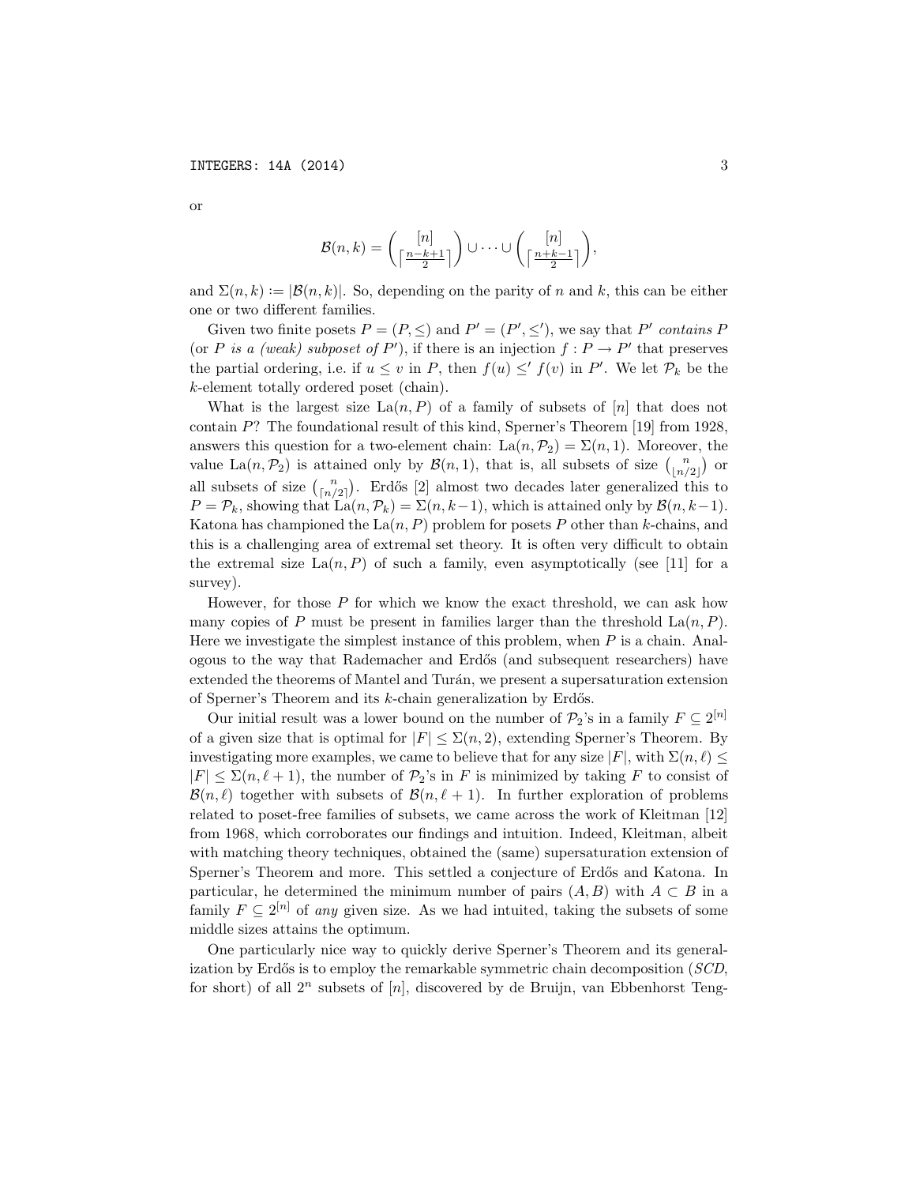or

$$\mathcal{B}(n,k) = \binom{[n]}{\lceil \frac{n-k+1}{2} \rceil} \cup \cdots \cup \binom{[n]}{\lceil \frac{n+k-1}{2} \rceil},$$

and $\Sigma(n,k) := |\mathcal{B}(n,k)|$. So, depending on the parity of $n$ and $k$, this can be either one or two different families.

Given two finite posets $P = (P, \leq)$ and $P' = (P', \leq')$, we say that $P'$ *contains* $P$ (or $P$ *is a (weak) subposet of* $P'$), if there is an injection $f : P \to P'$ that preserves the partial ordering, i.e. if $u \leq v$ in $P$, then $f(u) \leq' f(v)$ in $P'$. We let $\mathcal{P}_k$ be the $k$-element totally ordered poset (chain).

What is the largest size $\mathrm{La}(n, P)$ of a family of subsets of $[n]$ that does not contain $P$? The foundational result of this kind, Sperner's Theorem [19] from 1928, answers this question for a two-element chain: $\mathrm{La}(n, \mathcal{P}_2) = \Sigma(n, 1)$. Moreover, the value $\mathrm{La}(n, \mathcal{P}_2)$ is attained only by $\mathcal{B}(n, 1)$, that is, all subsets of size $\binom{n}{\lfloor n/2 \rfloor}$ or all subsets of size $\binom{n}{\lceil n/2 \rceil}$. Erdős [2] almost two decades later generalized this to $P = \mathcal{P}_k$, showing that $\mathrm{La}(n, \mathcal{P}_k) = \Sigma(n, k-1)$, which is attained only by $\mathcal{B}(n, k-1)$. Katona has championed the $\mathrm{La}(n, P)$ problem for posets $P$ other than $k$-chains, and this is a challenging area of extremal set theory. It is often very difficult to obtain the extremal size $\mathrm{La}(n, P)$ of such a family, even asymptotically (see [11] for a survey).

However, for those $P$ for which we know the exact threshold, we can ask how many copies of $P$ must be present in families larger than the threshold $\mathrm{La}(n, P)$. Here we investigate the simplest instance of this problem, when $P$ is a chain. Analogous to the way that Rademacher and Erdős (and subsequent researchers) have extended the theorems of Mantel and Turán, we present a supersaturation extension of Sperner's Theorem and its $k$-chain generalization by Erdős.

Our initial result was a lower bound on the number of $\mathcal{P}_2$'s in a family $F \subseteq 2^{[n]}$ of a given size that is optimal for $|F| \leq \Sigma(n, 2)$, extending Sperner's Theorem. By investigating more examples, we came to believe that for any size $|F|$, with $\Sigma(n, \ell) \leq |F| \leq \Sigma(n, \ell + 1)$, the number of $\mathcal{P}_2$'s in $F$ is minimized by taking $F$ to consist of $\mathcal{B}(n, \ell)$ together with subsets of $\mathcal{B}(n, \ell + 1)$. In further exploration of problems related to poset-free families of subsets, we came across the work of Kleitman [12] from 1968, which corroborates our findings and intuition. Indeed, Kleitman, albeit with matching theory techniques, obtained the (same) supersaturation extension of Sperner's Theorem and more. This settled a conjecture of Erdős and Katona. In particular, he determined the minimum number of pairs $(A, B)$ with $A \subset B$ in a family $F \subseteq 2^{[n]}$ of *any* given size. As we had intuited, taking the subsets of some middle sizes attains the optimum.

One particularly nice way to quickly derive Sperner's Theorem and its generalization by Erdős is to employ the remarkable symmetric chain decomposition (*SCD*, for short) of all $2^n$ subsets of $[n]$, discovered by de Bruijn, van Ebbenhorst Teng-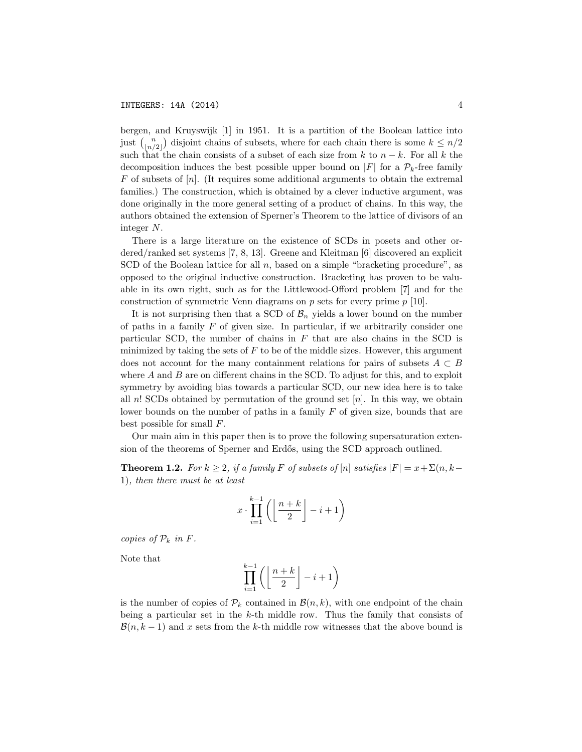bergen, and Kruyswijk [1] in 1951. It is a partition of the Boolean lattice into just $\binom{n}{\lfloor n/2 \rfloor}$ disjoint chains of subsets, where for each chain there is some $k \leq n/2$ such that the chain consists of a subset of each size from $k$ to $n-k$. For all $k$ the decomposition induces the best possible upper bound on $|F|$ for a $\mathcal{P}_k$-free family $F$ of subsets of $[n]$. (It requires some additional arguments to obtain the extremal families.) The construction, which is obtained by a clever inductive argument, was done originally in the more general setting of a product of chains. In this way, the authors obtained the extension of Sperner's Theorem to the lattice of divisors of an integer $N$.

There is a large literature on the existence of SCDs in posets and other ordered/ranked set systems [7, 8, 13]. Greene and Kleitman [6] discovered an explicit SCD of the Boolean lattice for all $n$, based on a simple "bracketing procedure", as opposed to the original inductive construction. Bracketing has proven to be valuable in its own right, such as for the Littlewood-Offord problem [7] and for the construction of symmetric Venn diagrams on $p$ sets for every prime $p$ [10].

It is not surprising then that a SCD of $\mathcal{B}_n$ yields a lower bound on the number of paths in a family $F$ of given size. In particular, if we arbitrarily consider one particular SCD, the number of chains in $F$ that are also chains in the SCD is minimized by taking the sets of $F$ to be of the middle sizes. However, this argument does not account for the many containment relations for pairs of subsets $A \subset B$ where $A$ and $B$ are on different chains in the SCD. To adjust for this, and to exploit symmetry by avoiding bias towards a particular SCD, our new idea here is to take all $n!$ SCDs obtained by permutation of the ground set $[n]$. In this way, we obtain lower bounds on the number of paths in a family $F$ of given size, bounds that are best possible for small $F$.

Our main aim in this paper then is to prove the following supersaturation extension of the theorems of Sperner and Erdős, using the SCD approach outlined.

**Theorem 1.2.** *For $k \geq 2$, if a family $F$ of subsets of $[n]$ satisfies $|F| = x + \Sigma(n, k-1)$, then there must be at least*

$$x \cdot \prod_{i=1}^{k-1} \left( \left\lfloor \frac{n+k}{2} \right\rfloor - i + 1 \right)$$

*copies of $\mathcal{P}_k$ in $F$.*

Note that

$$\prod_{i=1}^{k-1} \left( \left\lfloor \frac{n+k}{2} \right\rfloor - i + 1 \right)$$

is the number of copies of $\mathcal{P}_k$ contained in $\mathcal{B}(n,k)$, with one endpoint of the chain being a particular set in the $k$-th middle row. Thus the family that consists of $\mathcal{B}(n, k-1)$ and $x$ sets from the $k$-th middle row witnesses that the above bound is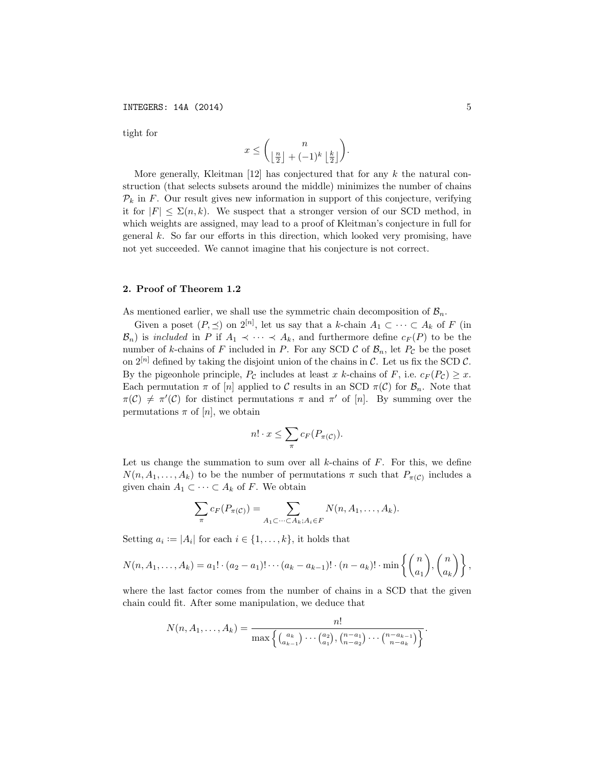tight for

$$x \leq \binom{n}{\left\lfloor \frac{n}{2} \right\rfloor + (-1)^k \left\lfloor \frac{k}{2} \right\rfloor}.$$

More generally, Kleitman [12] has conjectured that for any $k$ the natural construction (that selects subsets around the middle) minimizes the number of chains $\mathcal{P}_k$ in $F$. Our result gives new information in support of this conjecture, verifying it for $|F| \leq \Sigma(n,k)$. We suspect that a stronger version of our SCD method, in which weights are assigned, may lead to a proof of Kleitman's conjecture in full for general $k$. So far our efforts in this direction, which looked very promising, have not yet succeeded. We cannot imagine that his conjecture is not correct.

## 2. Proof of Theorem 1.2

As mentioned earlier, we shall use the symmetric chain decomposition of $\mathcal{B}_n$.

Given a poset $(P, \preceq)$ on $2^{[n]}$, let us say that a $k$-chain $A_1 \subset \cdots \subset A_k$ of $F$ (in $\mathcal{B}_n$) is *included* in $P$ if $A_1 \prec \cdots \prec A_k$, and furthermore define $c_F(P)$ to be the number of $k$-chains of $F$ included in $P$. For any SCD $\mathcal{C}$ of $\mathcal{B}_n$, let $P_{\mathcal{C}}$ be the poset on $2^{[n]}$ defined by taking the disjoint union of the chains in $\mathcal{C}$. Let us fix the SCD $\mathcal{C}$. By the pigeonhole principle, $P_{\mathcal{C}}$ includes at least $x$ $k$-chains of $F$, i.e. $c_F(P_{\mathcal{C}}) \geq x$. Each permutation $\pi$ of $[n]$ applied to $\mathcal{C}$ results in an SCD $\pi(\mathcal{C})$ for $\mathcal{B}_n$. Note that $\pi(\mathcal{C}) \neq \pi'(\mathcal{C})$ for distinct permutations $\pi$ and $\pi'$ of $[n]$. By summing over the permutations $\pi$ of $[n]$, we obtain

$$n! \cdot x \leq \sum_{\pi} c_F(P_{\pi(\mathcal{C})}).$$

Let us change the summation to sum over all $k$-chains of $F$. For this, we define $N(n, A_1, \ldots, A_k)$ to be the number of permutations $\pi$ such that $P_{\pi(\mathcal{C})}$ includes a given chain $A_1 \subset \cdots \subset A_k$ of $F$. We obtain

$$\sum_{\pi} c_F(P_{\pi(\mathcal{C})}) = \sum_{A_1 \subset \cdots \subset A_k; A_i \in F} N(n, A_1, \ldots, A_k).$$

Setting $a_i := |A_i|$ for each $i \in \{1, \ldots, k\}$, it holds that

$$N(n, A_1, \ldots, A_k) = a_1! \cdot (a_2 - a_1)! \cdots (a_k - a_{k-1})! \cdot (n - a_k)! \cdot \min\left\{ \binom{n}{a_1}, \binom{n}{a_k} \right\},$$

where the last factor comes from the number of chains in a SCD that the given chain could fit. After some manipulation, we deduce that

$$N(n, A_1, \ldots, A_k) = \frac{n!}{\max\left\{ \binom{a_k}{a_{k-1}} \cdots \binom{a_2}{a_1}, \binom{n-a_1}{n-a_2} \cdots \binom{n-a_{k-1}}{n-a_k} \right\}}.$$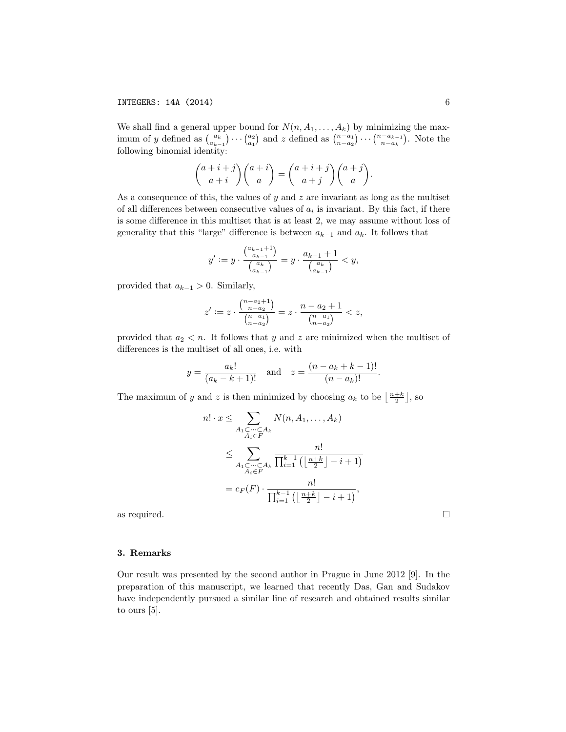We shall find a general upper bound for $N(n, A_1, \ldots, A_k)$ by minimizing the maximum of $y$ defined as $\binom{a_k}{a_{k-1}} \cdots \binom{a_2}{a_1}$ and $z$ defined as $\binom{n-a_1}{n-a_2} \cdots \binom{n-a_{k-1}}{n-a_k}$. Note the following binomial identity:

$$\binom{a+i+j}{a+i}\binom{a+i}{a} = \binom{a+i+j}{a+j}\binom{a+j}{a}.$$

As a consequence of this, the values of $y$ and $z$ are invariant as long as the multiset of all differences between consecutive values of $a_i$ is invariant. By this fact, if there is some difference in this multiset that is at least 2, we may assume without loss of generality that this "large" difference is between $a_{k-1}$ and $a_k$. It follows that

$$y' := y \cdot \frac{\binom{a_{k-1}+1}{a_{k-1}}}{\binom{a_k}{a_{k-1}}} = y \cdot \frac{a_{k-1}+1}{\binom{a_k}{a_{k-1}}} < y,$$

provided that $a_{k-1} > 0$. Similarly,

$$z' := z \cdot \frac{\binom{n-a_2+1}{n-a_2}}{\binom{n-a_1}{n-a_2}} = z \cdot \frac{n-a_2+1}{\binom{n-a_1}{n-a_2}} < z,$$

provided that $a_2 < n$. It follows that $y$ and $z$ are minimized when the multiset of differences is the multiset of all ones, i.e. with

$$y = \frac{a_k!}{(a_k - k + 1)!} \quad \text{and} \quad z = \frac{(n - a_k + k - 1)!}{(n - a_k)!}.$$

The maximum of $y$ and $z$ is then minimized by choosing $a_k$ to be $\lfloor \frac{n+k}{2} \rfloor$, so

$$\begin{aligned}
n! \cdot x &\leq \sum_{\substack{A_1 \subset \cdots \subset A_k \\ A_i \in F}} N(n, A_1, \ldots, A_k) \\
&\leq \sum_{\substack{A_1 \subset \cdots \subset A_k \\ A_i \in F}} \frac{n!}{\prod_{i=1}^{k-1} \left( \lfloor \frac{n+k}{2} \rfloor - i + 1 \right)} \\
&= c_F(F) \cdot \frac{n!}{\prod_{i=1}^{k-1} \left( \lfloor \frac{n+k}{2} \rfloor - i + 1 \right)},
\end{aligned}$$

as required. □

## 3. Remarks

Our result was presented by the second author in Prague in June 2012 [9]. In the preparation of this manuscript, we learned that recently Das, Gan and Sudakov have independently pursued a similar line of research and obtained results similar to ours [5].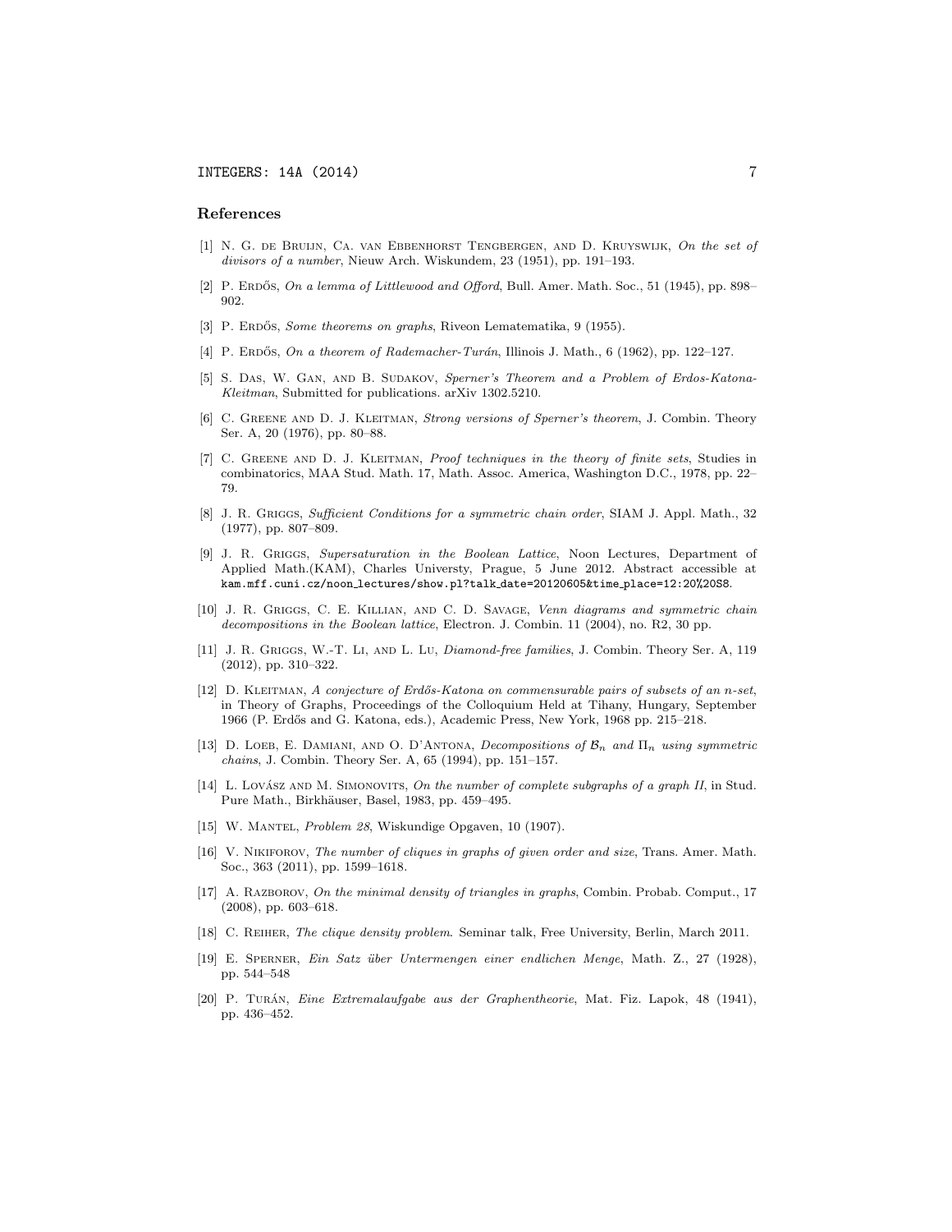## References

[1] N. G. de Bruijn, Ca. van Ebbenhorst Tengbergen, and D. Kruyswijk, *On the set of divisors of a number*, Nieuw Arch. Wiskundem, 23 (1951), pp. 191–193.

[2] P. Erdős, *On a lemma of Littlewood and Offord*, Bull. Amer. Math. Soc., 51 (1945), pp. 898–902.

[3] P. Erdős, *Some theorems on graphs*, Riveon Lematematika, 9 (1955).

[4] P. Erdős, *On a theorem of Rademacher-Turán*, Illinois J. Math., 6 (1962), pp. 122–127.

[5] S. Das, W. Gan, and B. Sudakov, *Sperner's Theorem and a Problem of Erdos-Katona-Kleitman*, Submitted for publications. arXiv 1302.5210.

[6] C. Greene and D. J. Kleitman, *Strong versions of Sperner's theorem*, J. Combin. Theory Ser. A, 20 (1976), pp. 80–88.

[7] C. Greene and D. J. Kleitman, *Proof techniques in the theory of finite sets*, Studies in combinatorics, MAA Stud. Math. 17, Math. Assoc. America, Washington D.C., 1978, pp. 22–79.

[8] J. R. Griggs, *Sufficient Conditions for a symmetric chain order*, SIAM J. Appl. Math., 32 (1977), pp. 807–809.

[9] J. R. Griggs, *Supersaturation in the Boolean Lattice*, Noon Lectures, Department of Applied Math.(KAM), Charles Universty, Prague, 5 June 2012. Abstract accessible at kam.mff.cuni.cz/noon_lectures/show.pl?talk_date=20120605&time_place=12:20%20S8.

[10] J. R. Griggs, C. E. Killian, and C. D. Savage, *Venn diagrams and symmetric chain decompositions in the Boolean lattice*, Electron. J. Combin. 11 (2004), no. R2, 30 pp.

[11] J. R. Griggs, W.-T. Li, and L. Lu, *Diamond-free families*, J. Combin. Theory Ser. A, 119 (2012), pp. 310–322.

[12] D. Kleitman, *A conjecture of Erdős-Katona on commensurable pairs of subsets of an n-set*, in Theory of Graphs, Proceedings of the Colloquium Held at Tihany, Hungary, September 1966 (P. Erdős and G. Katona, eds.), Academic Press, New York, 1968 pp. 215–218.

[13] D. Loeb, E. Damiani, and O. D'Antona, *Decompositions of $\mathcal{B}_n$ and $\Pi_n$ using symmetric chains*, J. Combin. Theory Ser. A, 65 (1994), pp. 151–157.

[14] L. Lovász and M. Simonovits, *On the number of complete subgraphs of a graph II*, in Stud. Pure Math., Birkhäuser, Basel, 1983, pp. 459–495.

[15] W. Mantel, *Problem 28*, Wiskundige Opgaven, 10 (1907).

[16] V. Nikiforov, *The number of cliques in graphs of given order and size*, Trans. Amer. Math. Soc., 363 (2011), pp. 1599–1618.

[17] A. Razborov, *On the minimal density of triangles in graphs*, Combin. Probab. Comput., 17 (2008), pp. 603–618.

[18] C. Reiher, *The clique density problem*. Seminar talk, Free University, Berlin, March 2011.

[19] E. Sperner, *Ein Satz über Untermengen einer endlichen Menge*, Math. Z., 27 (1928), pp. 544–548

[20] P. Turán, *Eine Extremalaufgabe aus der Graphentheorie*, Mat. Fiz. Lapok, 48 (1941), pp. 436–452.